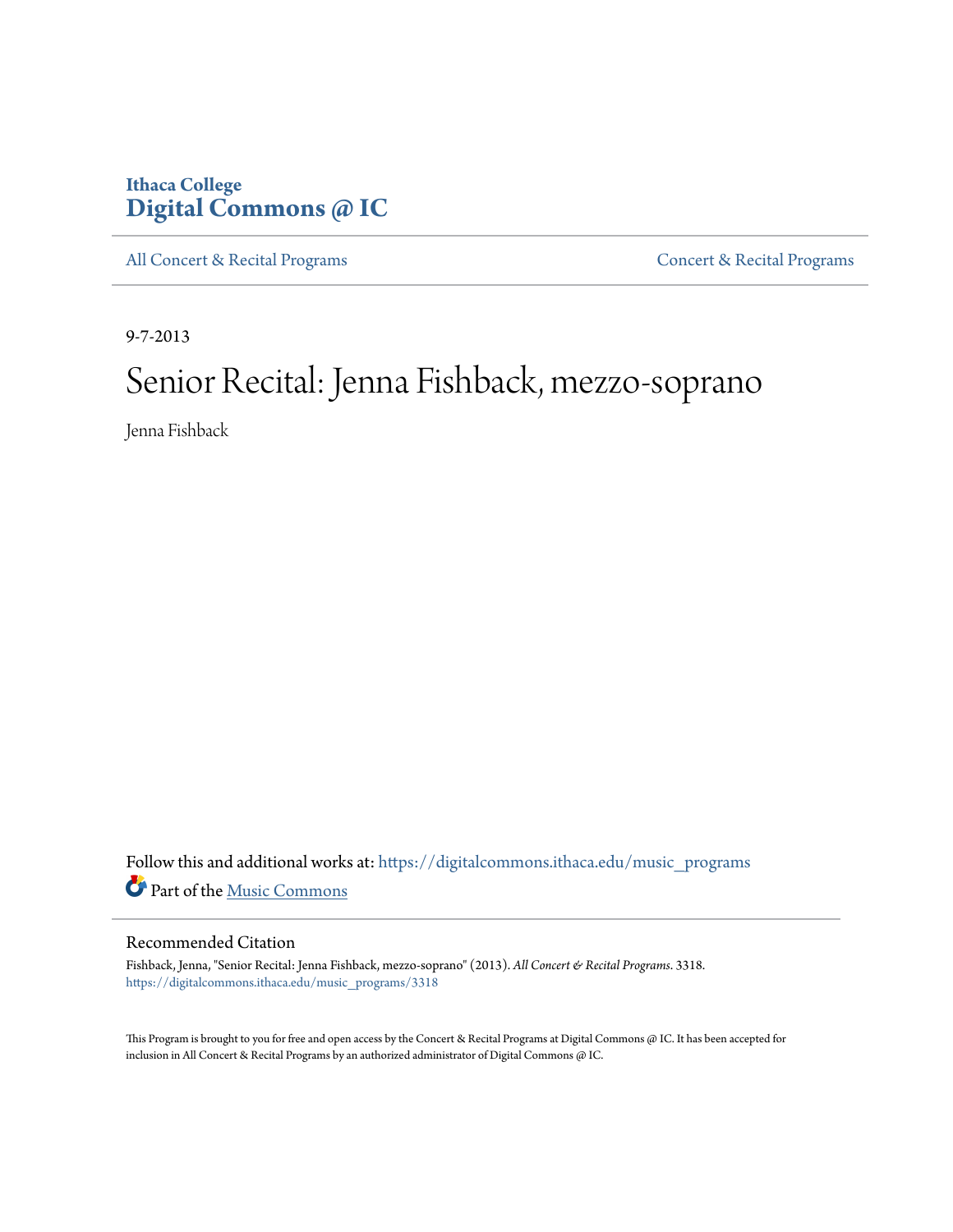Ithaca College
**Digital Commons @ IC**

All Concert & Recital Programs | Concert & Recital Programs

9-7-2013

# Senior Recital: Jenna Fishback, mezzo-soprano

Jenna Fishback

Follow this and additional works at: https://digitalcommons.ithaca.edu/music_programs

Part of the Music Commons

## Recommended Citation

Fishback, Jenna, "Senior Recital: Jenna Fishback, mezzo-soprano" (2013). *All Concert & Recital Programs*. 3318.
https://digitalcommons.ithaca.edu/music_programs/3318

This Program is brought to you for free and open access by the Concert & Recital Programs at Digital Commons @ IC. It has been accepted for inclusion in All Concert & Recital Programs by an authorized administrator of Digital Commons @ IC.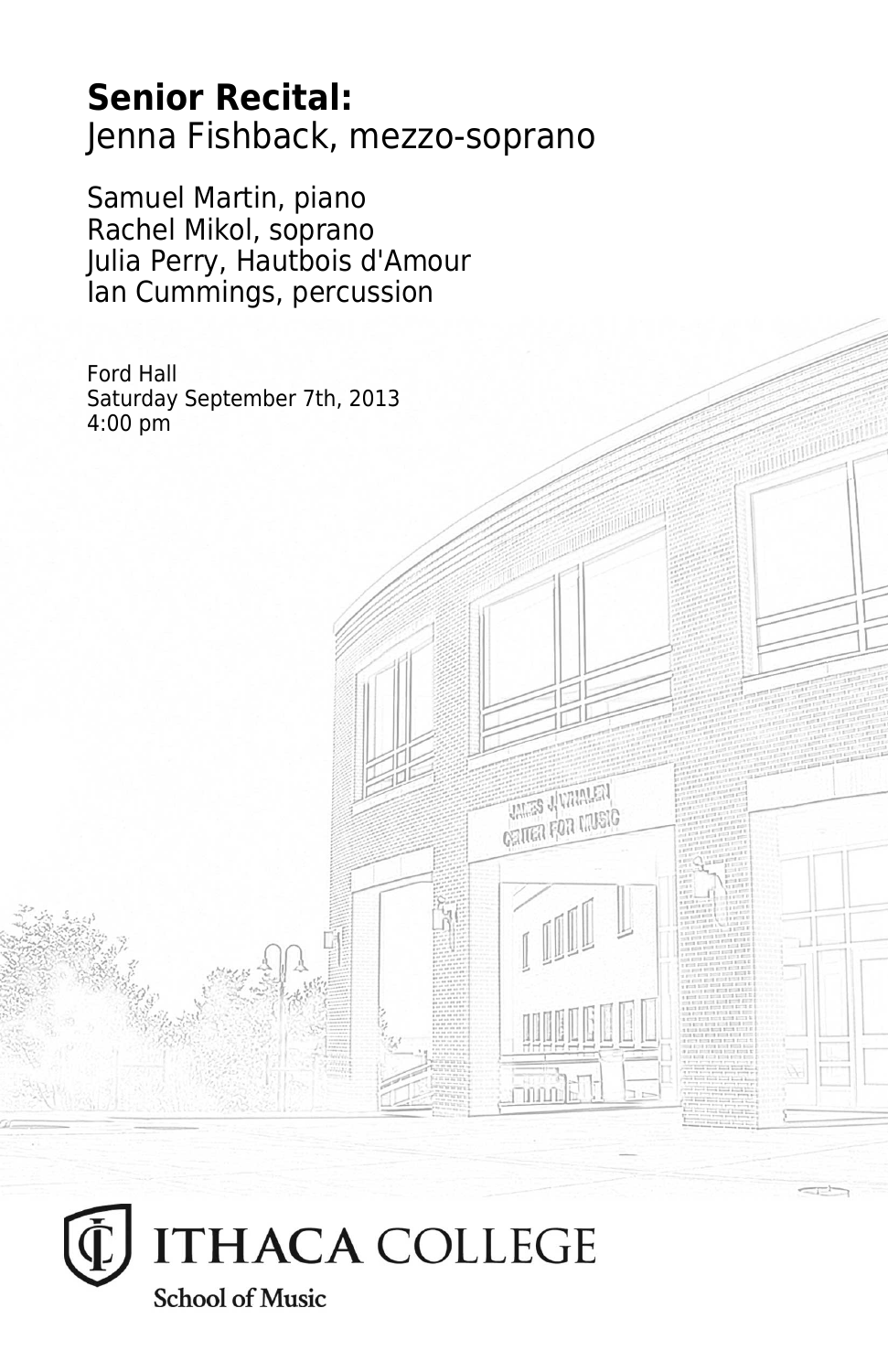**Senior Recital:**
Jenna Fishback, mezzo-soprano

Samuel Martin, piano
Rachel Mikol, soprano
Julia Perry, Hautbois d'Amour
Ian Cummings, percussion

Ford Hall
Saturday September 7th, 2013
4:00 pm

ITHACA COLLEGE
School of Music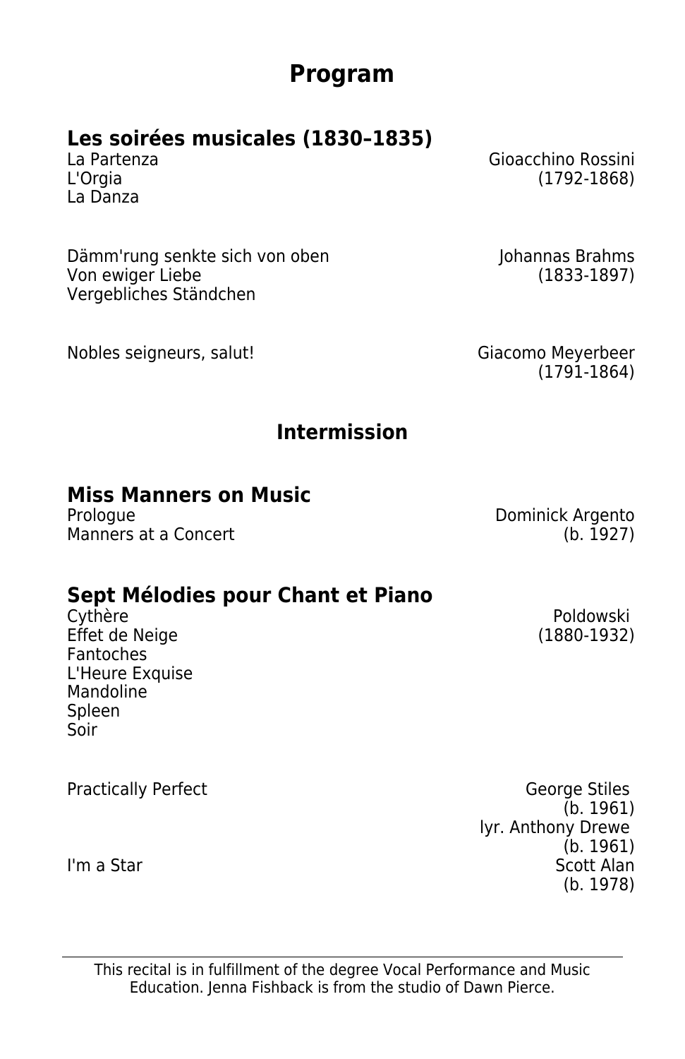# Program

## Les soirées musicales (1830–1835)

La Partenza
L'Orgia
La Danza

Gioacchino Rossini
(1792-1868)

Dämm'rung senkte sich von oben
Von ewiger Liebe
Vergebliches Ständchen

Johannas Brahms
(1833-1897)

Nobles seigneurs, salut!

Giacomo Meyerbeer
(1791-1864)

### Intermission

## Miss Manners on Music

Prologue
Manners at a Concert

Dominick Argento
(b. 1927)

## Sept Mélodies pour Chant et Piano

Cythère
Effet de Neige
Fantoches
L'Heure Exquise
Mandoline
Spleen
Soir

Poldowski
(1880-1932)

Practically Perfect

George Stiles
(b. 1961)
lyr. Anthony Drewe
(b. 1961)

I'm a Star

Scott Alan
(b. 1978)

---

This recital is in fulfillment of the degree Vocal Performance and Music Education. Jenna Fishback is from the studio of Dawn Pierce.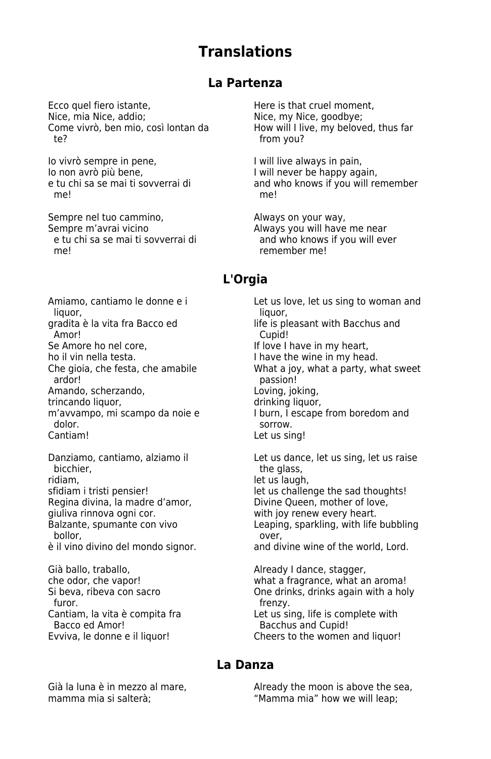# Translations

## La Partenza

| | |
|---|---|
| Ecco quel fiero istante, | Here is that cruel moment, |
| Nice, mia Nice, addio; | Nice, my Nice, goodbye; |
| Come vivrò, ben mio, così lontan da te? | How will I live, my beloved, thus far from you? |
| | |
| Io vivrò sempre in pene, | I will live always in pain, |
| Io non avrò più bene, | I will never be happy again, |
| e tu chi sa se mai ti sovverrai di me! | and who knows if you will remember me! |
| | |
| Sempre nel tuo cammino, | Always on your way, |
| Sempre m'avrai vicino | Always you will have me near |
| e tu chi sa se mai ti sovverrai di me! | and who knows if you will ever remember me! |

## L'Orgia

| | |
|---|---|
| Amiamo, cantiamo le donne e i liquor, | Let us love, let us sing to woman and liquor, |
| gradita è la vita fra Bacco ed Amor! | life is pleasant with Bacchus and Cupid! |
| Se Amore ho nel core, | If love I have in my heart, |
| ho il vin nella testa. | I have the wine in my head. |
| Che gioia, che festa, che amabile ardor! | What a joy, what a party, what sweet passion! |
| Amando, scherzando, | Loving, joking, |
| trincando liquor, | drinking liquor, |
| m'avvampo, mi scampo da noie e dolor. | I burn, I escape from boredom and sorrow. |
| Cantiam! | Let us sing! |
| | |
| Danziamo, cantiamo, alziamo il bicchier, | Let us dance, let us sing, let us raise the glass, |
| ridiam, | let us laugh, |
| sfidiam i tristi pensier! | let us challenge the sad thoughts! |
| Regina divina, la madre d'amor, | Divine Queen, mother of love, |
| giuliva rinnova ogni cor. | with joy renew every heart. |
| Balzante, spumante con vivo bollor, | Leaping, sparkling, with life bubbling over, |
| è il vino divino del mondo signor. | and divine wine of the world, Lord. |
| | |
| Già ballo, traballo, | Already I dance, stagger, |
| che odor, che vapor! | what a fragrance, what an aroma! |
| Si beva, ribeva con sacro furor. | One drinks, drinks again with a holy frenzy. |
| Cantiam, la vita è compita fra Bacco ed Amor! | Let us sing, life is complete with Bacchus and Cupid! |
| Evviva, le donne e il liquor! | Cheers to the women and liquor! |

## La Danza

| | |
|---|---|
| Già la luna è in mezzo al mare, | Already the moon is above the sea, |
| mamma mia si salterà; | "Mamma mia" how we will leap; |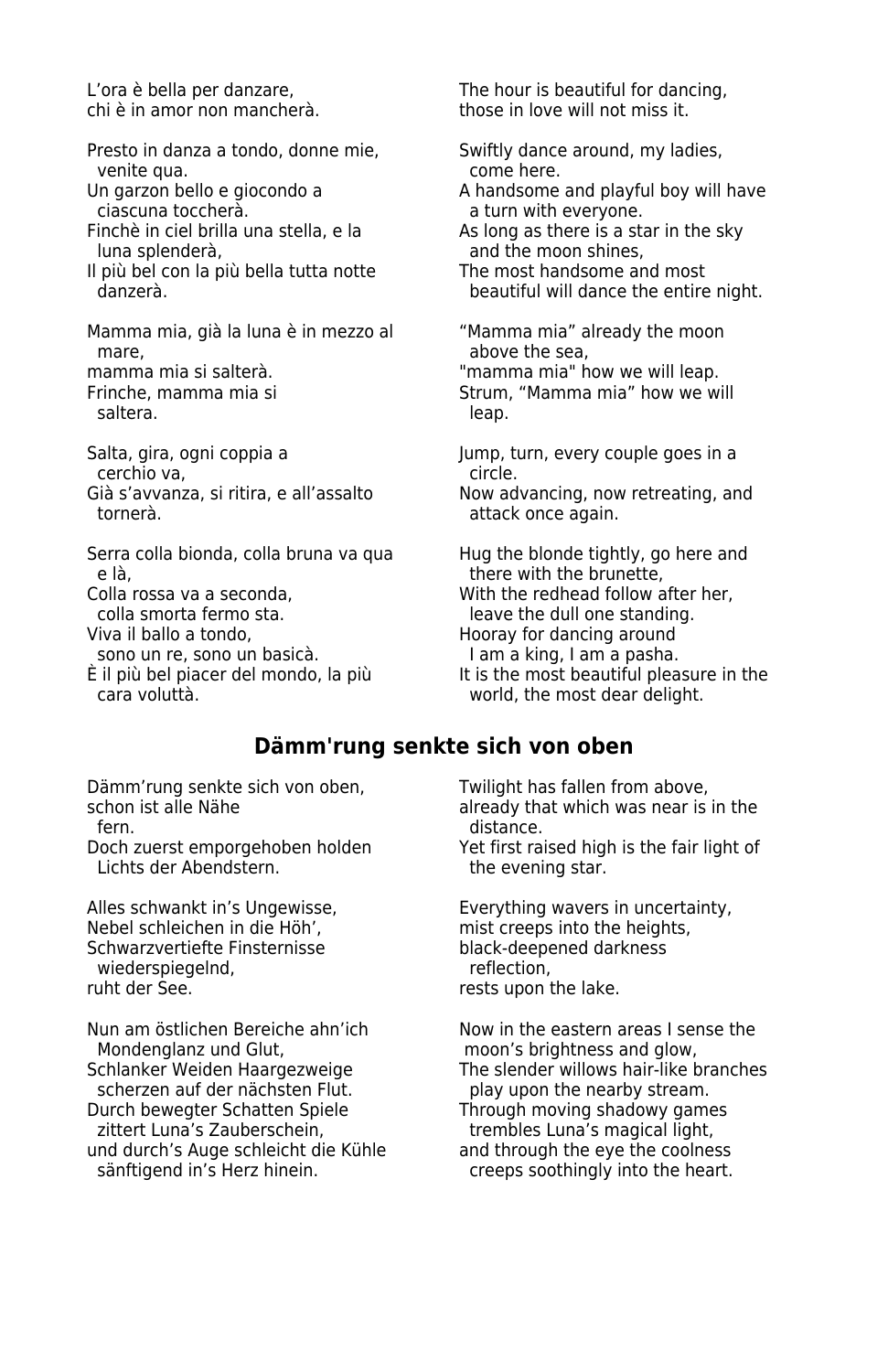| | |
|---|---|
| L’ora è bella per danzare, | The hour is beautiful for dancing, |
| chi è in amor non mancherà. | those in love will not miss it. |
| | |
| Presto in danza a tondo, donne mie, venite qua. | Swiftly dance around, my ladies, come here. |
| Un garzon bello e giocondo a ciascuna toccherà. | A handsome and playful boy will have a turn with everyone. |
| Finchè in ciel brilla una stella, e la luna splenderà, | As long as there is a star in the sky and the moon shines, |
| Il più bel con la più bella tutta notte danzerà. | The most handsome and most beautiful will dance the entire night. |
| | |
| Mamma mia, già la luna è in mezzo al mare, | “Mamma mia” already the moon above the sea, |
| mamma mia si salterà. | "mamma mia" how we will leap. |
| Frinche, mamma mia si saltera. | Strum, “Mamma mia” how we will leap. |
| | |
| Salta, gira, ogni coppia a cerchio va, | Jump, turn, every couple goes in a circle. |
| Già s’avvanza, si ritira, e all’assalto tornerà. | Now advancing, now retreating, and attack once again. |
| | |
| Serra colla bionda, colla bruna va qua e là, | Hug the blonde tightly, go here and there with the brunette, |
| Colla rossa va a seconda, colla smorta fermo sta. | With the redhead follow after her, leave the dull one standing. |
| Viva il ballo a tondo, sono un re, sono un basicà. | Hooray for dancing around I am a king, I am a pasha. |
| È il più bel piacer del mondo, la più cara voluttà. | It is the most beautiful pleasure in the world, the most dear delight. |

## Dämm'rung senkte sich von oben

| | |
|---|---|
| Dämm’rung senkte sich von oben, | Twilight has fallen from above, |
| schon ist alle Nähe fern. | already that which was near is in the distance. |
| Doch zuerst emporgehoben holden Lichts der Abendstern. | Yet first raised high is the fair light of the evening star. |
| | |
| Alles schwankt in’s Ungewisse, | Everything wavers in uncertainty, |
| Nebel schleichen in die Höh’, | mist creeps into the heights, |
| Schwarzvertiefte Finsternisse | black-deepened darkness |
| wiederspiegelnd, | reflection, |
| ruht der See. | rests upon the lake. |
| | |
| Nun am östlichen Bereiche ahn’ich Mondenglanz und Glut, | Now in the eastern areas I sense the moon’s brightness and glow, |
| Schlanker Weiden Haargezweige scherzen auf der nächsten Flut. | The slender willows hair-like branches play upon the nearby stream. |
| Durch bewegter Schatten Spiele zittert Luna’s Zauberschein, | Through moving shadowy games trembles Luna’s magical light, |
| und durch’s Auge schleicht die Kühle sänftigend in’s Herz hinein. | and through the eye the coolness creeps soothingly into the heart. |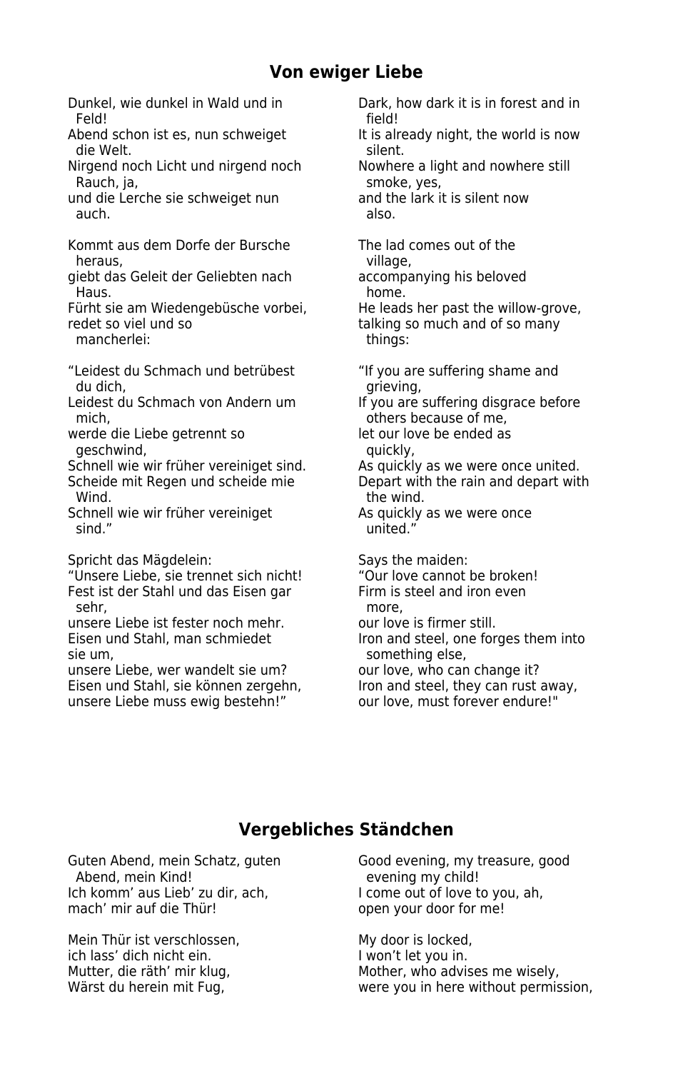## Von ewiger Liebe

| | |
|---|---|
| Dunkel, wie dunkel in Wald und in Feld! | Dark, how dark it is in forest and in field! |
| Abend schon ist es, nun schweiget die Welt. | It is already night, the world is now silent. |
| Nirgend noch Licht und nirgend noch Rauch, ja, | Nowhere a light and nowhere still smoke, yes, |
| und die Lerche sie schweiget nun auch. | and the lark it is silent now also. |
| | |
| Kommt aus dem Dorfe der Bursche heraus, | The lad comes out of the village, |
| giebt das Geleit der Geliebten nach Haus. | accompanying his beloved home. |
| Fürht sie am Wiedengebüsche vorbei, | He leads her past the willow-grove, |
| redet so viel und so mancherlei: | talking so much and of so many things: |
| | |
| “Leidest du Schmach und betrübest du dich, | “If you are suffering shame and grieving, |
| Leidest du Schmach von Andern um mich, | If you are suffering disgrace before others because of me, |
| werde die Liebe getrennt so geschwind, | let our love be ended as quickly, |
| Schnell wie wir früher vereiniget sind. | As quickly as we were once united. |
| Scheide mit Regen und scheide mie Wind. | Depart with the rain and depart with the wind. |
| Schnell wie wir früher vereiniget sind.” | As quickly as we were once united.” |
| | |
| Spricht das Mägdelein: | Says the maiden: |
| “Unsere Liebe, sie trennet sich nicht! | “Our love cannot be broken! |
| Fest ist der Stahl und das Eisen gar sehr, | Firm is steel and iron even more, |
| unsere Liebe ist fester noch mehr. | our love is firmer still. |
| Eisen und Stahl, man schmiedet sie um, | Iron and steel, one forges them into something else, |
| unsere Liebe, wer wandelt sie um? | our love, who can change it? |
| Eisen und Stahl, sie können zergehn, | Iron and steel, they can rust away, |
| unsere Liebe muss ewig bestehn!” | our love, must forever endure!" |

## Vergebliches Ständchen

| | |
|---|---|
| Guten Abend, mein Schatz, guten Abend, mein Kind! | Good evening, my treasure, good evening my child! |
| Ich komm’ aus Lieb’ zu dir, ach, | I come out of love to you, ah, |
| mach’ mir auf die Thür! | open your door for me! |
| | |
| Mein Thür ist verschlossen, | My door is locked, |
| ich lass’ dich nicht ein. | I won’t let you in. |
| Mutter, die räth’ mir klug, | Mother, who advises me wisely, |
| Wärst du herein mit Fug, | were you in here without permission, |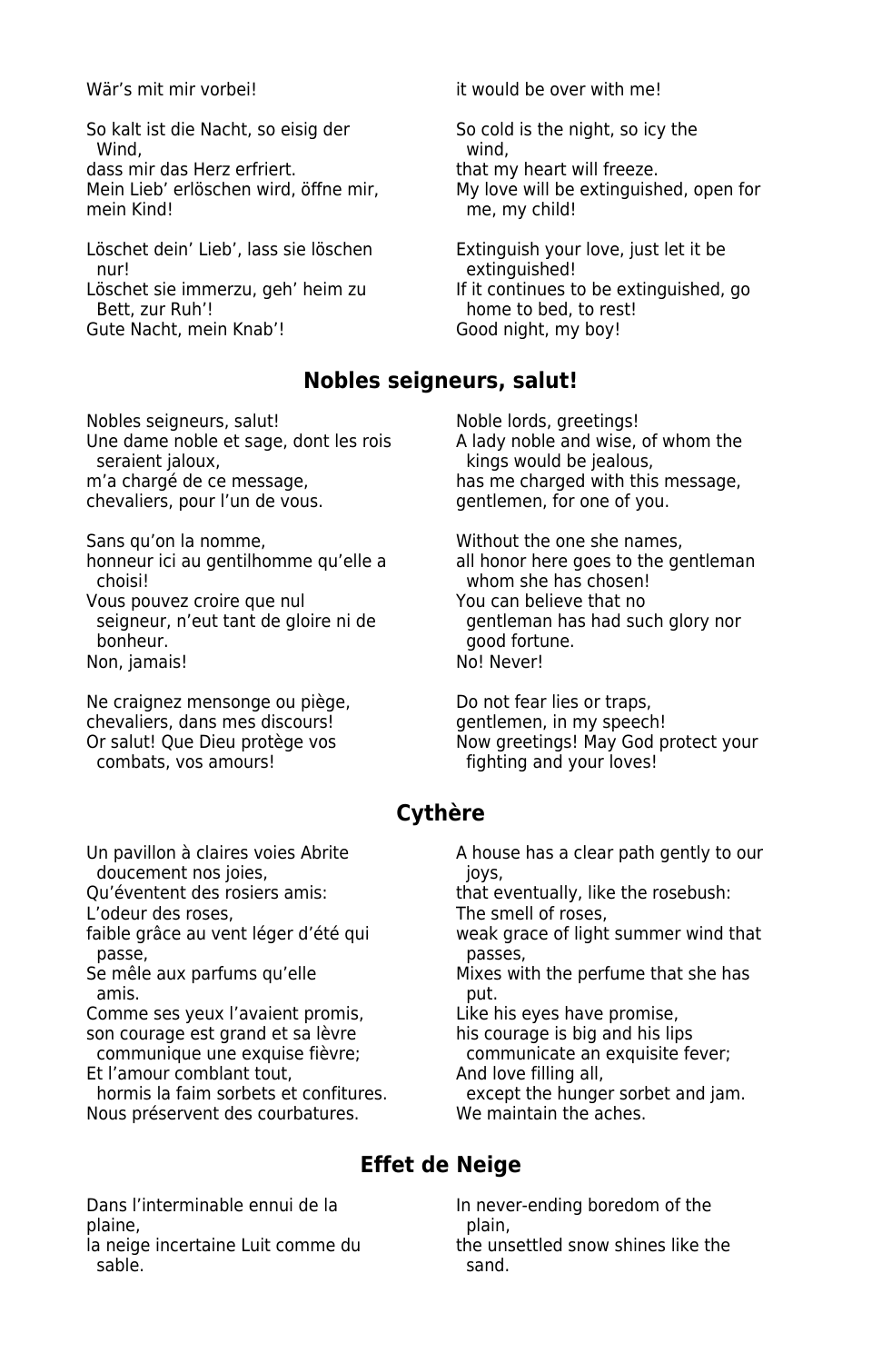| | |
|---|---|
| Wär's mit mir vorbei! | it would be over with me! |
| So kalt ist die Nacht, so eisig der Wind, | So cold is the night, so icy the wind, |
| dass mir das Herz erfriert. | that my heart will freeze. |
| Mein Lieb' erlöschen wird, öffne mir, mein Kind! | My love will be extinguished, open for me, my child! |
| Löschet dein' Lieb', lass sie löschen nur! | Extinguish your love, just let it be extinguished! |
| Löschet sie immerzu, geh' heim zu Bett, zur Ruh'! | If it continues to be extinguished, go home to bed, to rest! |
| Gute Nacht, mein Knab'! | Good night, my boy! |

## Nobles seigneurs, salut!

| | |
|---|---|
| Nobles seigneurs, salut! | Noble lords, greetings! |
| Une dame noble et sage, dont les rois seraient jaloux, | A lady noble and wise, of whom the kings would be jealous, |
| m'a chargé de ce message, | has me charged with this message, |
| chevaliers, pour l'un de vous. | gentlemen, for one of you. |
| Sans qu'on la nomme, | Without the one she names, |
| honneur ici au gentilhomme qu'elle a choisi! | all honor here goes to the gentleman whom she has chosen! |
| Vous pouvez croire que nul seigneur, n'eut tant de gloire ni de bonheur. | You can believe that no gentleman has had such glory nor good fortune. |
| Non, jamais! | No! Never! |
| Ne craignez mensonge ou piège, | Do not fear lies or traps, |
| chevaliers, dans mes discours! | gentlemen, in my speech! |
| Or salut! Que Dieu protège vos combats, vos amours! | Now greetings! May God protect your fighting and your loves! |

## Cythère

| | |
|---|---|
| Un pavillon à claires voies Abrite doucement nos joies, | A house has a clear path gently to our joys, |
| Qu'éventent des rosiers amis: | that eventually, like the rosebush: |
| L'odeur des roses, | The smell of roses, |
| faible grâce au vent léger d'été qui passe, | weak grace of light summer wind that passes, |
| Se mêle aux parfums qu'elle amis. | Mixes with the perfume that she has put. |
| Comme ses yeux l'avaient promis, | Like his eyes have promise, |
| son courage est grand et sa lèvre communique une exquise fièvre; | his courage is big and his lips communicate an exquisite fever; |
| Et l'amour comblant tout, hormis la faim sorbets et confitures. | And love filling all, except the hunger sorbet and jam. |
| Nous préservent des courbatures. | We maintain the aches. |

## Effet de Neige

| | |
|---|---|
| Dans l'interminable ennui de la plaine, | In never-ending boredom of the plain, |
| la neige incertaine Luit comme du sable. | the unsettled snow shines like the sand. |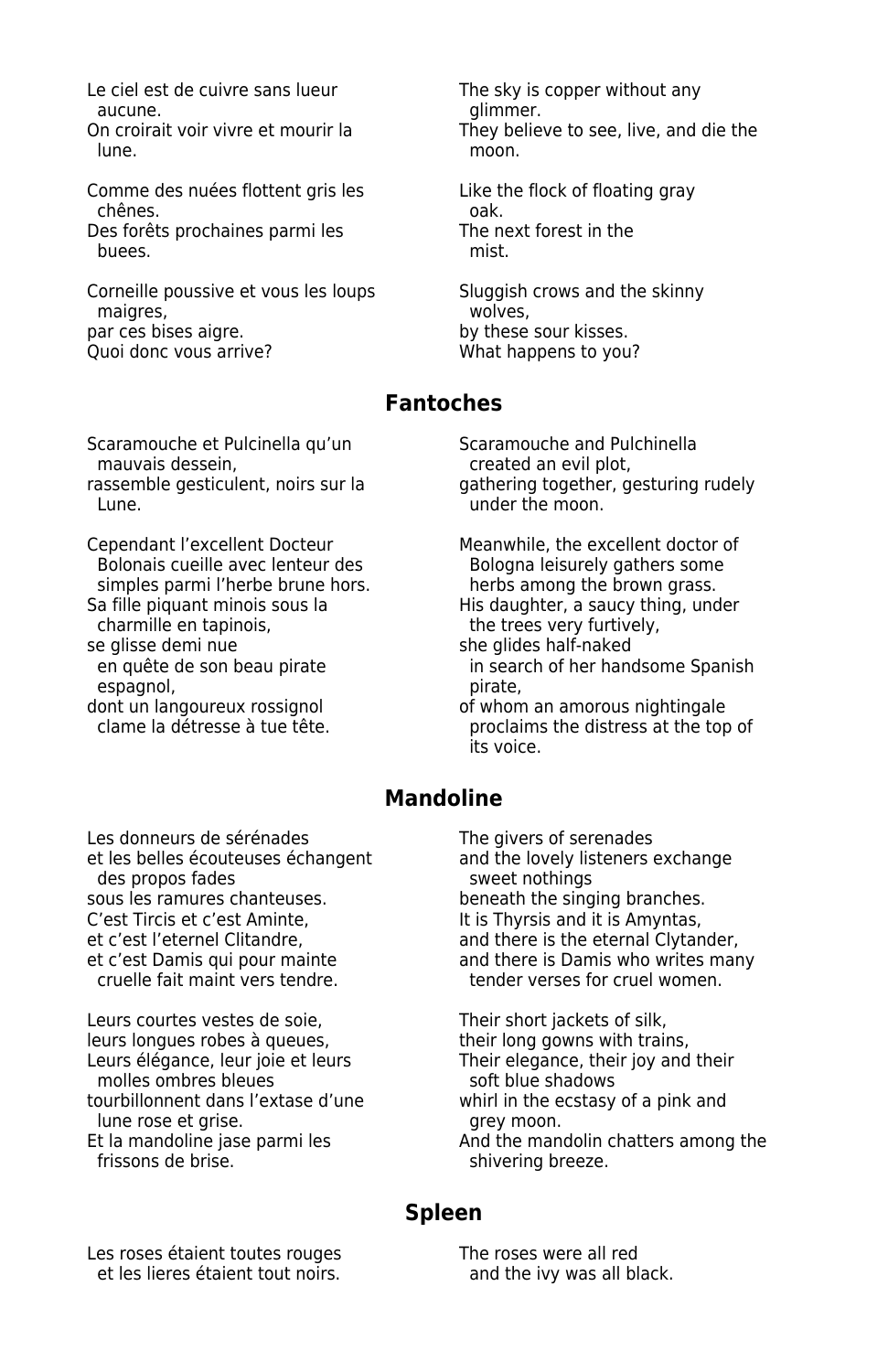| | |
|---|---|
| Le ciel est de cuivre sans lueur aucune. | The sky is copper without any glimmer. |
| On croirait voir vivre et mourir la lune. | They believe to see, live, and die the moon. |
| | |
| Comme des nuées flottent gris les chênes. | Like the flock of floating gray oak. |
| Des forêts prochaines parmi les buees. | The next forest in the mist. |
| | |
| Corneille poussive et vous les loups maigres, | Sluggish crows and the skinny wolves, |
| par ces bises aigre. | by these sour kisses. |
| Quoi donc vous arrive? | What happens to you? |

## Fantoches

| | |
|---|---|
| Scaramouche et Pulcinella qu'un mauvais dessein, | Scaramouche and Pulchinella created an evil plot, |
| rassemble gesticulent, noirs sur la Lune. | gathering together, gesturing rudely under the moon. |
| | |
| Cependant l'excellent Docteur Bolonais cueille avec lenteur des simples parmi l'herbe brune hors. | Meanwhile, the excellent doctor of Bologna leisurely gathers some herbs among the brown grass. |
| Sa fille piquant minois sous la charmille en tapinois, | His daughter, a saucy thing, under the trees very furtively, |
| se glisse demi nue en quête de son beau pirate espagnol, | she glides half-naked in search of her handsome Spanish pirate, |
| dont un langoureux rossignol clame la détresse à tue tête. | of whom an amorous nightingale proclaims the distress at the top of its voice. |

## Mandoline

| | |
|---|---|
| Les donneurs de sérénades | The givers of serenades |
| et les belles écouteuses échangent des propos fades | and the lovely listeners exchange sweet nothings |
| sous les ramures chanteuses. | beneath the singing branches. |
| C'est Tircis et c'est Aminte, | It is Thyrsis and it is Amyntas, |
| et c'est l'eternel Clitandre, | and there is the eternal Clytander, |
| et c'est Damis qui pour mainte cruelle fait maint vers tendre. | and there is Damis who writes many tender verses for cruel women. |
| | |
| Leurs courtes vestes de soie, | Their short jackets of silk, |
| leurs longues robes à queues, | their long gowns with trains, |
| Leurs élégance, leur joie et leurs molles ombres bleues | Their elegance, their joy and their soft blue shadows |
| tourbillonnent dans l'extase d'une lune rose et grise. | whirl in the ecstasy of a pink and grey moon. |
| Et la mandoline jase parmi les frissons de brise. | And the mandolin chatters among the shivering breeze. |

## Spleen

| | |
|---|---|
| Les roses étaient toutes rouges et les lieres étaient tout noirs. | The roses were all red and the ivy was all black. |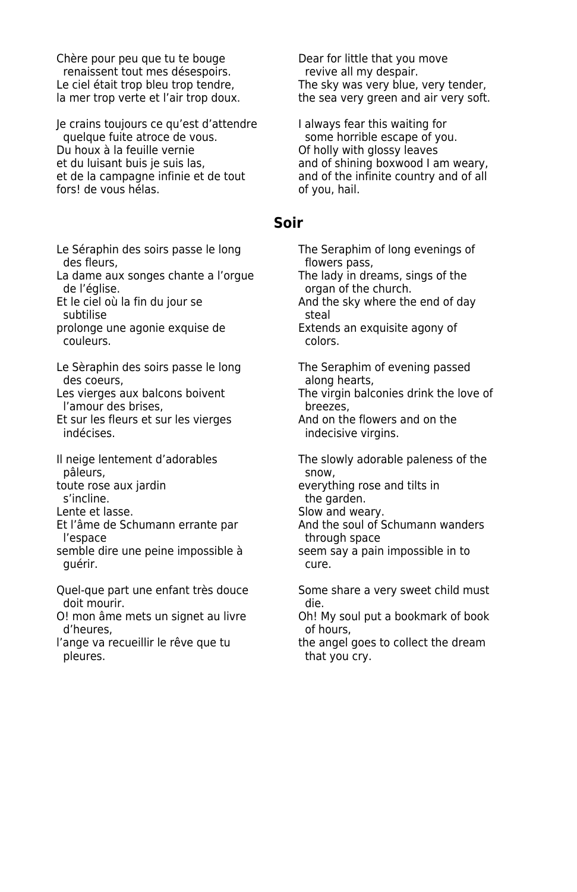Chère pour peu que tu te bouge
renaissent tout mes désespoirs.
Le ciel était trop bleu trop tendre,
la mer trop verte et l'air trop doux.

Dear for little that you move
revive all my despair.
The sky was very blue, very tender,
the sea very green and air very soft.

Je crains toujours ce qu'est d'attendre
quelque fuite atroce de vous.
Du houx à la feuille vernie
et du luisant buis je suis las,
et de la campagne infinie et de tout
fors! de vous hélas.

I always fear this waiting for
some horrible escape of you.
Of holly with glossy leaves
and of shining boxwood I am weary,
and of the infinite country and of all
of you, hail.

## Soir

Le Séraphin des soirs passe le long
des fleurs,
La dame aux songes chante a l'orgue
de l'église.
Et le ciel où la fin du jour se
subtilise
prolonge une agonie exquise de
couleurs.

The Seraphim of long evenings of
flowers pass,
The lady in dreams, sings of the
organ of the church.
And the sky where the end of day
steal
Extends an exquisite agony of
colors.

Le Sèraphin des soirs passe le long
des coeurs,
Les vierges aux balcons boivent
l'amour des brises,
Et sur les fleurs et sur les vierges
indécises.

The Seraphim of evening passed
along hearts,
The virgin balconies drink the love of
breezes,
And on the flowers and on the
indecisive virgins.

Il neige lentement d'adorables
pâleurs,
toute rose aux jardin
s'incline.
Lente et lasse.
Et l'âme de Schumann errante par
l'espace
semble dire une peine impossible à
guérir.

The slowly adorable paleness of the
snow,
everything rose and tilts in
the garden.
Slow and weary.
And the soul of Schumann wanders
through space
seem say a pain impossible in to
cure.

Quel-que part une enfant très douce
doit mourir.
O! mon âme mets un signet au livre
d'heures,
l'ange va recueillir le rêve que tu
pleures.

Some share a very sweet child must
die.
Oh! My soul put a bookmark of book
of hours,
the angel goes to collect the dream
that you cry.